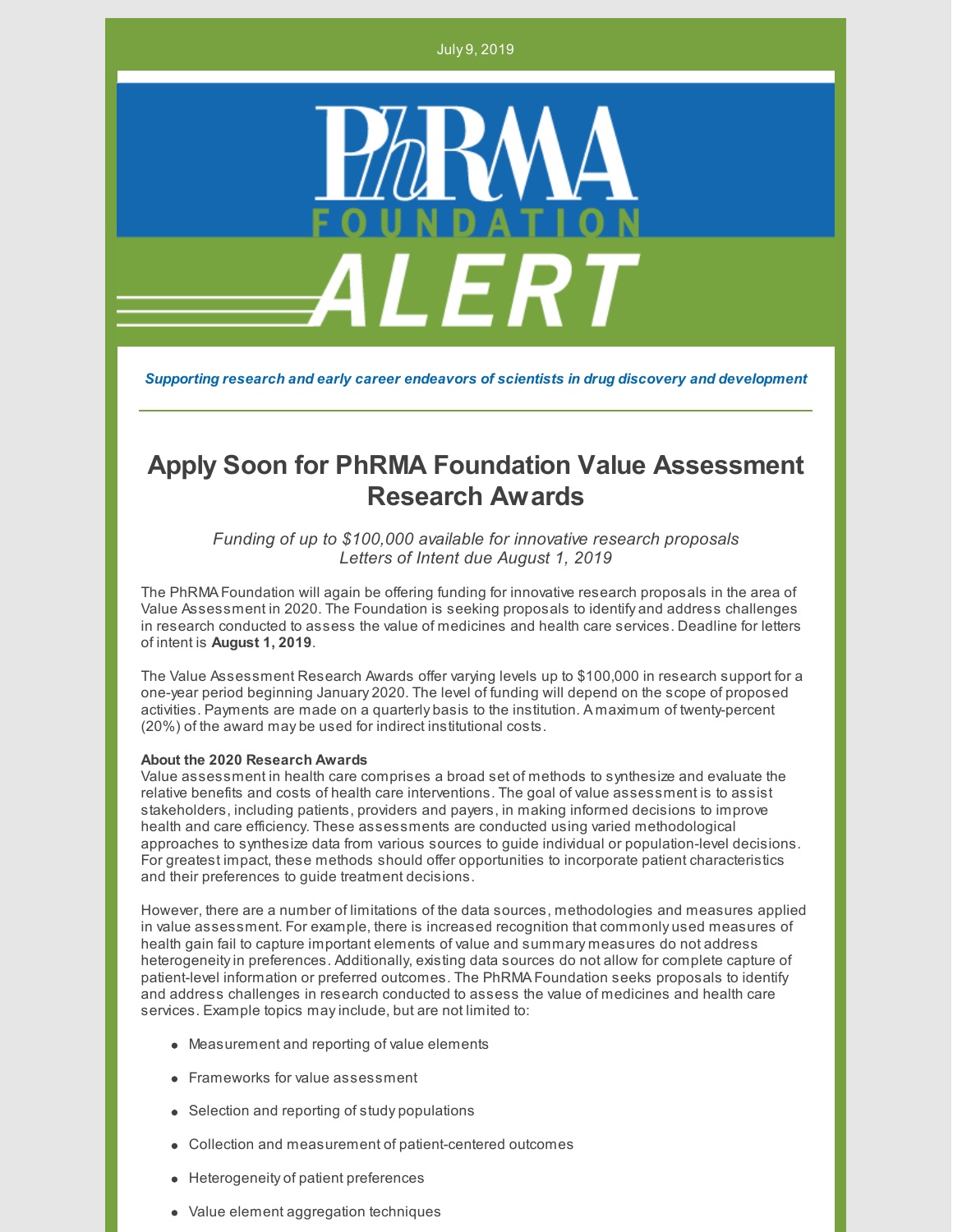July 9, 2019

PhRMA FOUNDATION ALERT

***Supporting research and early career endeavors of scientists in drug discovery and development***

# Apply Soon for PhRMA Foundation Value Assessment Research Awards

*Funding of up to $100,000 available for innovative research proposals*
*Letters of Intent due August 1, 2019*

The PhRMA Foundation will again be offering funding for innovative research proposals in the area of Value Assessment in 2020. The Foundation is seeking proposals to identify and address challenges in research conducted to assess the value of medicines and health care services. Deadline for letters of intent is **August 1, 2019**.

The Value Assessment Research Awards offer varying levels up to $100,000 in research support for a one-year period beginning January 2020. The level of funding will depend on the scope of proposed activities. Payments are made on a quarterly basis to the institution. A maximum of twenty-percent (20%) of the award may be used for indirect institutional costs.

**About the 2020 Research Awards**
Value assessment in health care comprises a broad set of methods to synthesize and evaluate the relative benefits and costs of health care interventions. The goal of value assessment is to assist stakeholders, including patients, providers and payers, in making informed decisions to improve health and care efficiency. These assessments are conducted using varied methodological approaches to synthesize data from various sources to guide individual or population-level decisions. For greatest impact, these methods should offer opportunities to incorporate patient characteristics and their preferences to guide treatment decisions.

However, there are a number of limitations of the data sources, methodologies and measures applied in value assessment. For example, there is increased recognition that commonly used measures of health gain fail to capture important elements of value and summary measures do not address heterogeneity in preferences. Additionally, existing data sources do not allow for complete capture of patient-level information or preferred outcomes. The PhRMA Foundation seeks proposals to identify and address challenges in research conducted to assess the value of medicines and health care services. Example topics may include, but are not limited to:

- Measurement and reporting of value elements
- Frameworks for value assessment
- Selection and reporting of study populations
- Collection and measurement of patient-centered outcomes
- Heterogeneity of patient preferences
- Value element aggregation techniques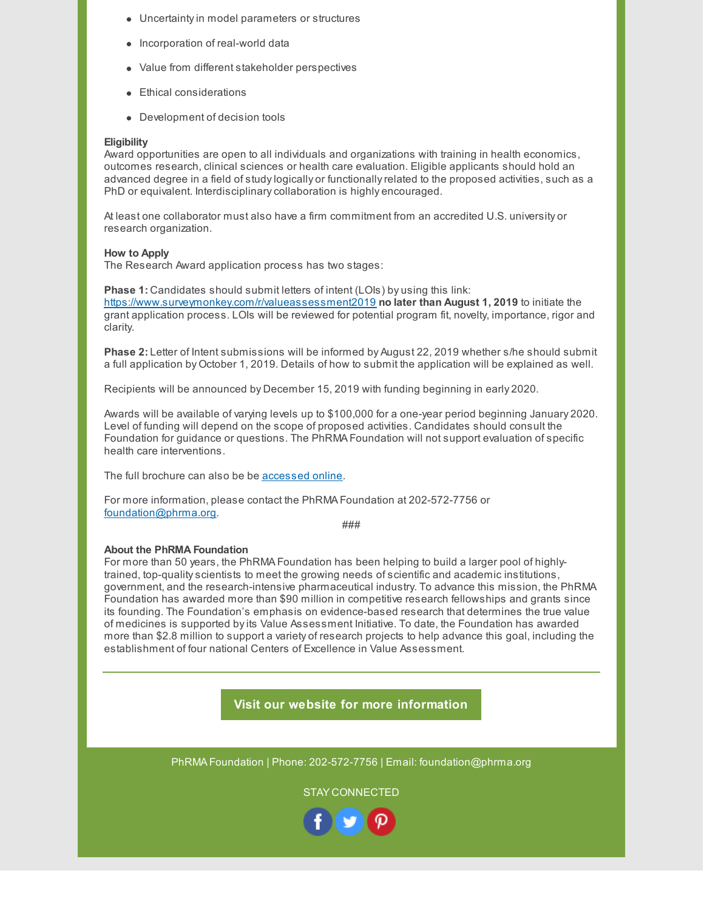- Uncertainty in model parameters or structures
- Incorporation of real-world data
- Value from different stakeholder perspectives
- Ethical considerations
- Development of decision tools

**Eligibility**
Award opportunities are open to all individuals and organizations with training in health economics, outcomes research, clinical sciences or health care evaluation. Eligible applicants should hold an advanced degree in a field of study logically or functionally related to the proposed activities, such as a PhD or equivalent. Interdisciplinary collaboration is highly encouraged.

At least one collaborator must also have a firm commitment from an accredited U.S. university or research organization.

**How to Apply**
The Research Award application process has two stages:

**Phase 1:** Candidates should submit letters of intent (LOIs) by using this link: https://www.surveymonkey.com/r/valueassessment2019 **no later than August 1, 2019** to initiate the grant application process. LOIs will be reviewed for potential program fit, novelty, importance, rigor and clarity.

**Phase 2:** Letter of Intent submissions will be informed by August 22, 2019 whether s/he should submit a full application by October 1, 2019. Details of how to submit the application will be explained as well.

Recipients will be announced by December 15, 2019 with funding beginning in early 2020.

Awards will be available of varying levels up to $100,000 for a one-year period beginning January 2020. Level of funding will depend on the scope of proposed activities. Candidates should consult the Foundation for guidance or questions. The PhRMA Foundation will not support evaluation of specific health care interventions.

The full brochure can also be be accessed online.

For more information, please contact the PhRMA Foundation at 202-572-7756 or foundation@phrma.org.

###

**About the PhRMA Foundation**
For more than 50 years, the PhRMA Foundation has been helping to build a larger pool of highly-trained, top-quality scientists to meet the growing needs of scientific and academic institutions, government, and the research-intensive pharmaceutical industry. To advance this mission, the PhRMA Foundation has awarded more than $90 million in competitive research fellowships and grants since its founding. The Foundation's emphasis on evidence-based research that determines the true value of medicines is supported by its Value Assessment Initiative. To date, the Foundation has awarded more than $2.8 million to support a variety of research projects to help advance this goal, including the establishment of four national Centers of Excellence in Value Assessment.

---

**Visit our website for more information**

PhRMA Foundation | Phone: 202-572-7756 | Email: foundation@phrma.org

STAY CONNECTED